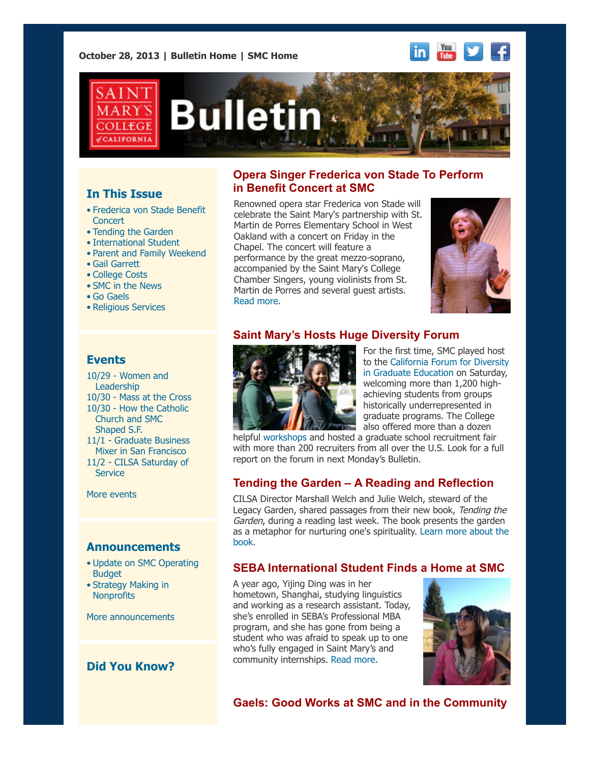October 28, 2013 | Bulletin Home | SMC Home

# Saint Mary's College of California Bulletin

## In This Issue

- Frederica von Stade Benefit Concert
- Tending the Garden
- International Student
- Parent and Family Weekend
- Gail Garrett
- College Costs
- SMC in the News
- Go Gaels
- Religious Services

## Events

10/29 - Women and Leadership
10/30 - Mass at the Cross
10/30 - How the Catholic Church and SMC Shaped S.F.
11/1 - Graduate Business Mixer in San Francisco
11/2 - CILSA Saturday of Service

More events

## Announcements

- Update on SMC Operating Budget
- Strategy Making in Nonprofits

More announcements

## Did You Know?

## Opera Singer Frederica von Stade To Perform in Benefit Concert at SMC

Renowned opera star Frederica von Stade will celebrate the Saint Mary's partnership with St. Martin de Porres Elementary School in West Oakland with a concert on Friday in the Chapel. The concert will feature a performance by the great mezzo-soprano, accompanied by the Saint Mary's College Chamber Singers, young violinists from St. Martin de Porres and several guest artists. Read more.

## Saint Mary's Hosts Huge Diversity Forum

For the first time, SMC played host to the California Forum for Diversity in Graduate Education on Saturday, welcoming more than 1,200 high-achieving students from groups historically underrepresented in graduate programs. The College also offered more than a dozen helpful workshops and hosted a graduate school recruitment fair with more than 200 recruiters from all over the U.S. Look for a full report on the forum in next Monday's Bulletin.

## Tending the Garden – A Reading and Reflection

CILSA Director Marshall Welch and Julie Welch, steward of the Legacy Garden, shared passages from their new book, *Tending the Garden*, during a reading last week. The book presents the garden as a metaphor for nurturing one's spirituality. Learn more about the book.

## SEBA International Student Finds a Home at SMC

A year ago, Yijing Ding was in her hometown, Shanghai, studying linguistics and working as a research assistant. Today, she's enrolled in SEBA's Professional MBA program, and she has gone from being a student who was afraid to speak up to one who's fully engaged in Saint Mary's and community internships. Read more.

## Gaels: Good Works at SMC and in the Community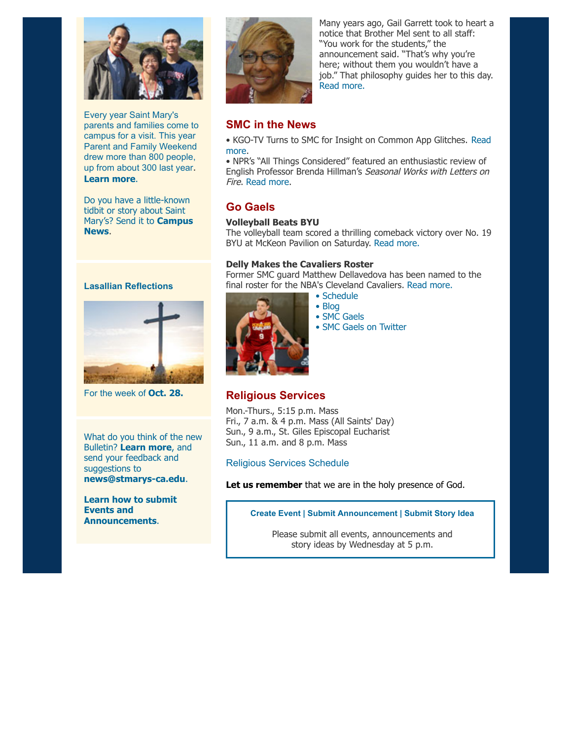Every year Saint Mary's parents and families come to campus for a visit. This year Parent and Family Weekend drew more than 800 people, up from about 300 last year. **Learn more**.

Do you have a little-known tidbit or story about Saint Mary's? Send it to **Campus News**.

### Lasallian Reflections

For the week of **Oct. 28.**

What do you think of the new Bulletin? **Learn more**, and send your feedback and suggestions to **news@stmarys-ca.edu**.

**Learn how to submit Events and Announcements**.

Many years ago, Gail Garrett took to heart a notice that Brother Mel sent to all staff: "You work for the students," the announcement said. "That's why you're here; without them you wouldn't have a job." That philosophy guides her to this day. Read more.

## SMC in the News

• KGO-TV Turns to SMC for Insight on Common App Glitches. Read more.
• NPR's "All Things Considered" featured an enthusiastic review of English Professor Brenda Hillman's *Seasonal Works with Letters on Fire*. Read more.

## Go Gaels

**Volleyball Beats BYU**
The volleyball team scored a thrilling comeback victory over No. 19 BYU at McKeon Pavilion on Saturday. Read more.

**Delly Makes the Cavaliers Roster**
Former SMC guard Matthew Dellavedova has been named to the final roster for the NBA's Cleveland Cavaliers. Read more.

• Schedule
• Blog
• SMC Gaels
• SMC Gaels on Twitter

## Religious Services

Mon.-Thurs., 5:15 p.m. Mass
Fri., 7 a.m. & 4 p.m. Mass (All Saints' Day)
Sun., 9 a.m., St. Giles Episcopal Eucharist
Sun., 11 a.m. and 8 p.m. Mass

Religious Services Schedule

**Let us remember** that we are in the holy presence of God.

**Create Event | Submit Announcement | Submit Story Idea**

Please submit all events, announcements and story ideas by Wednesday at 5 p.m.